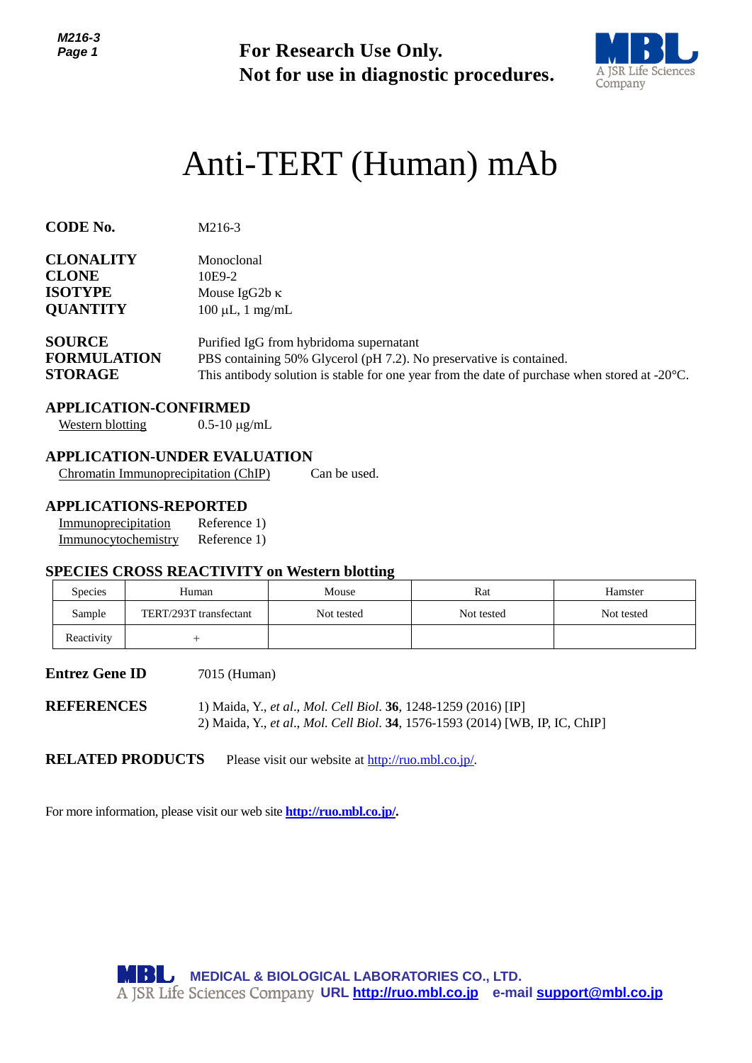**For Research Use Only.**
**Not for use in diagnostic procedures.**

# Anti-TERT (Human) mAb

**CODE No.** M216-3

**CLONALITY** Monoclonal
**CLONE** 10E9-2
**ISOTYPE** Mouse IgG2b κ
**QUANTITY** 100 μL, 1 mg/mL

**SOURCE** Purified IgG from hybridoma supernatant
**FORMULATION** PBS containing 50% Glycerol (pH 7.2). No preservative is contained.
**STORAGE** This antibody solution is stable for one year from the date of purchase when stored at -20°C.

## APPLICATION-CONFIRMED

Western blotting 0.5-10 μg/mL

## APPLICATION-UNDER EVALUATION

Chromatin Immunoprecipitation (ChIP) Can be used.

## APPLICATIONS-REPORTED

Immunoprecipitation Reference 1)
Immunocytochemistry Reference 1)

## SPECIES CROSS REACTIVITY on Western blotting

| Species | Human | Mouse | Rat | Hamster |
|---|---|---|---|---|
| Sample | TERT/293T transfectant | Not tested | Not tested | Not tested |
| Reactivity | + | | | |

**Entrez Gene ID** 7015 (Human)

**REFERENCES**
1) Maida, Y., *et al*., *Mol. Cell Biol.* **36**, 1248-1259 (2016) [IP]
2) Maida, Y., *et al*., *Mol. Cell Biol.* **34**, 1576-1593 (2014) [WB, IP, IC, ChIP]

**RELATED PRODUCTS** Please visit our website at http://ruo.mbl.co.jp/.

For more information, please visit our web site **http://ruo.mbl.co.jp/.**

**MEDICAL & BIOLOGICAL LABORATORIES CO., LTD.**
A JSR Life Sciences Company **URL http://ruo.mbl.co.jp e-mail support@mbl.co.jp**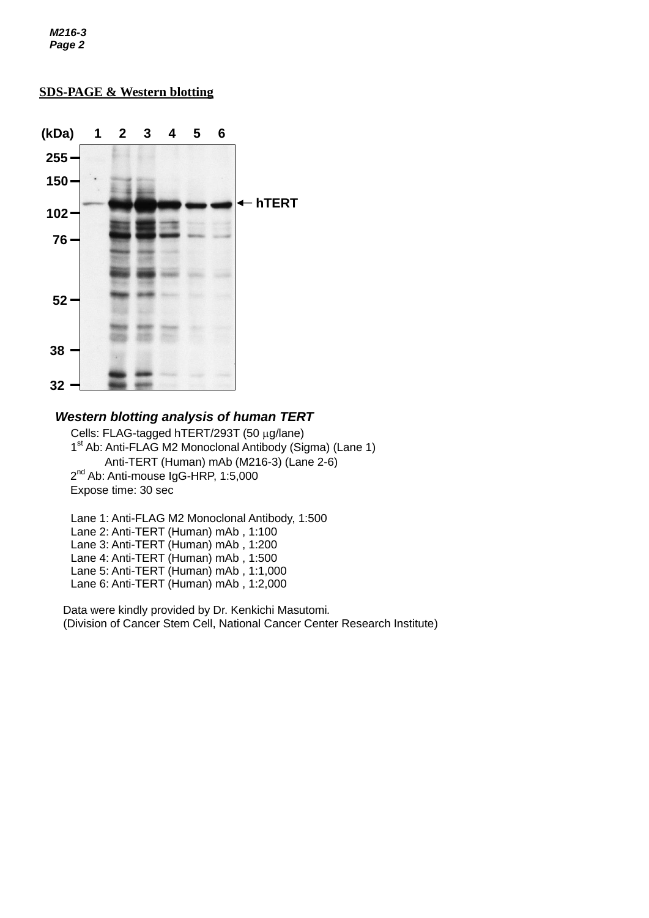## SDS-PAGE & Western blotting

***Western blotting analysis of human TERT***

Cells: FLAG-tagged hTERT/293T (50 μg/lane)
1st Ab: Anti-FLAG M2 Monoclonal Antibody (Sigma) (Lane 1)
Anti-TERT (Human) mAb (M216-3) (Lane 2-6)
2nd Ab: Anti-mouse IgG-HRP, 1:5,000
Expose time: 30 sec

Lane 1: Anti-FLAG M2 Monoclonal Antibody, 1:500
Lane 2: Anti-TERT (Human) mAb , 1:100
Lane 3: Anti-TERT (Human) mAb , 1:200
Lane 4: Anti-TERT (Human) mAb , 1:500
Lane 5: Anti-TERT (Human) mAb , 1:1,000
Lane 6: Anti-TERT (Human) mAb , 1:2,000

Data were kindly provided by Dr. Kenkichi Masutomi.
(Division of Cancer Stem Cell, National Cancer Center Research Institute)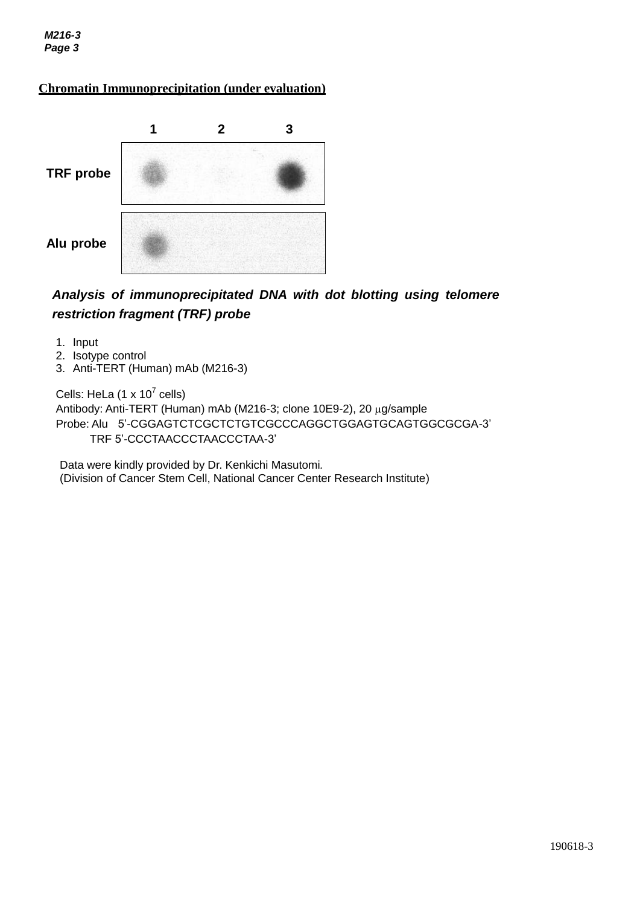## Chromatin Immunoprecipitation (under evaluation)

1 2 3

TRF probe

Alu probe

***Analysis of immunoprecipitated DNA with dot blotting using telomere restriction fragment (TRF) probe***

1. Input
2. Isotype control
3. Anti-TERT (Human) mAb (M216-3)

Cells: HeLa (1 x $10^7$ cells)
Antibody: Anti-TERT (Human) mAb (M216-3; clone 10E9-2), 20 $\mu$g/sample
Probe: Alu 5'-CGGAGTCTCGCTCTGTCGCCCAGGCTGGAGTGCAGTGGCGCGA-3'
TRF 5'-CCCTAACCCTAACCCTAA-3'

Data were kindly provided by Dr. Kenkichi Masutomi.
(Division of Cancer Stem Cell, National Cancer Center Research Institute)